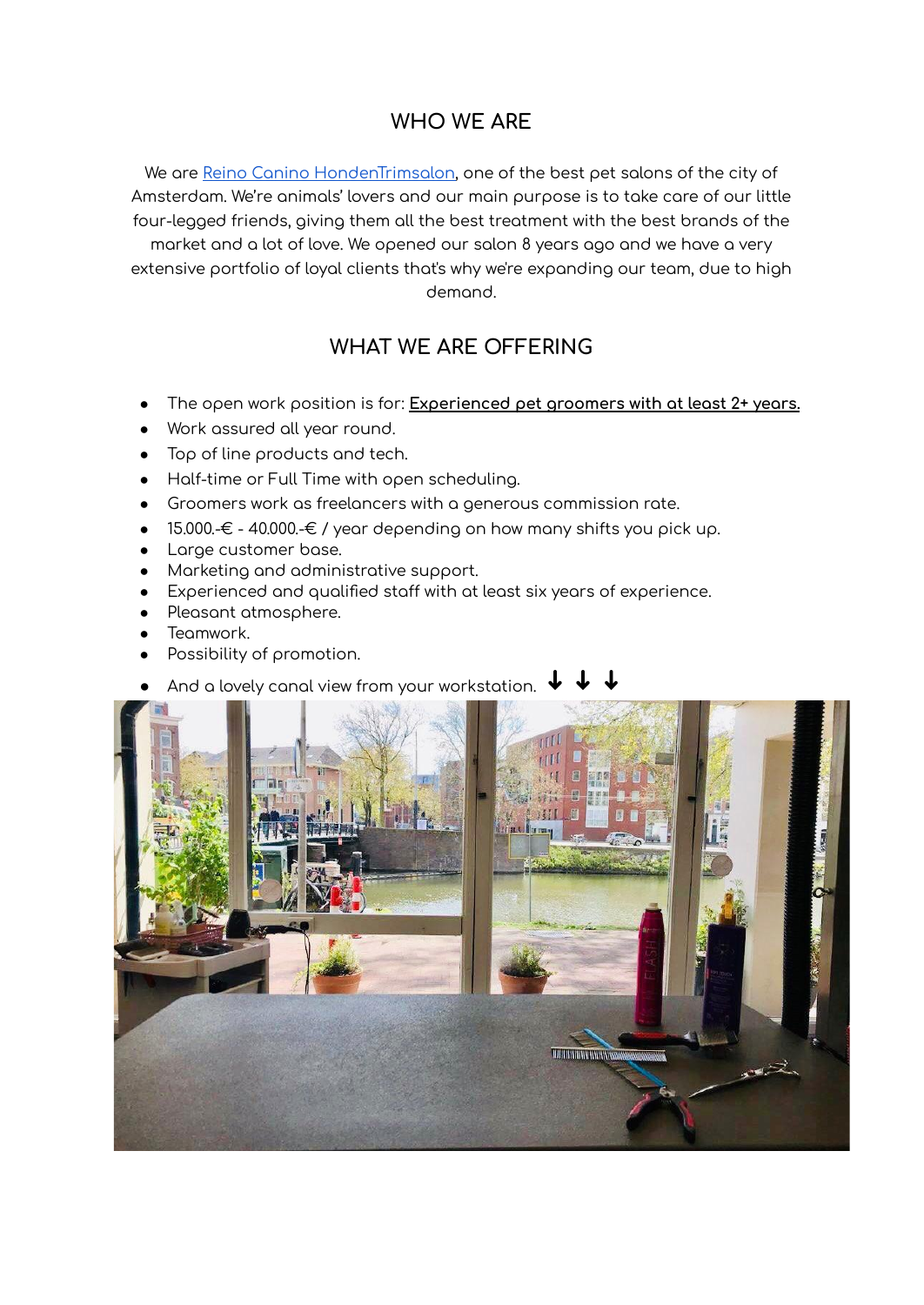## WHO WE ARE

We are [Reino Canino HondenTrimsalon](), one of the best pet salons of the city of Amsterdam. We're animals' lovers and our main purpose is to take care of our little four-legged friends, giving them all the best treatment with the best brands of the market and a lot of love. We opened our salon 8 years ago and we have a very extensive portfolio of loyal clients that's why we're expanding our team, due to high demand.

## WHAT WE ARE OFFERING

- The open work position is for: **Experienced pet groomers with at least 2+ years.**
- Work assured all year round.
- Top of line products and tech.
- Half-time or Full Time with open scheduling.
- Groomers work as freelancers with a generous commission rate.
- 15.000.-€ - 40.000.-€ / year depending on how many shifts you pick up.
- Large customer base.
- Marketing and administrative support.
- Experienced and qualified staff with at least six years of experience.
- Pleasant atmosphere.
- Teamwork.
- Possibility of promotion.
- And a lovely canal view from your workstation. ↓ ↓ ↓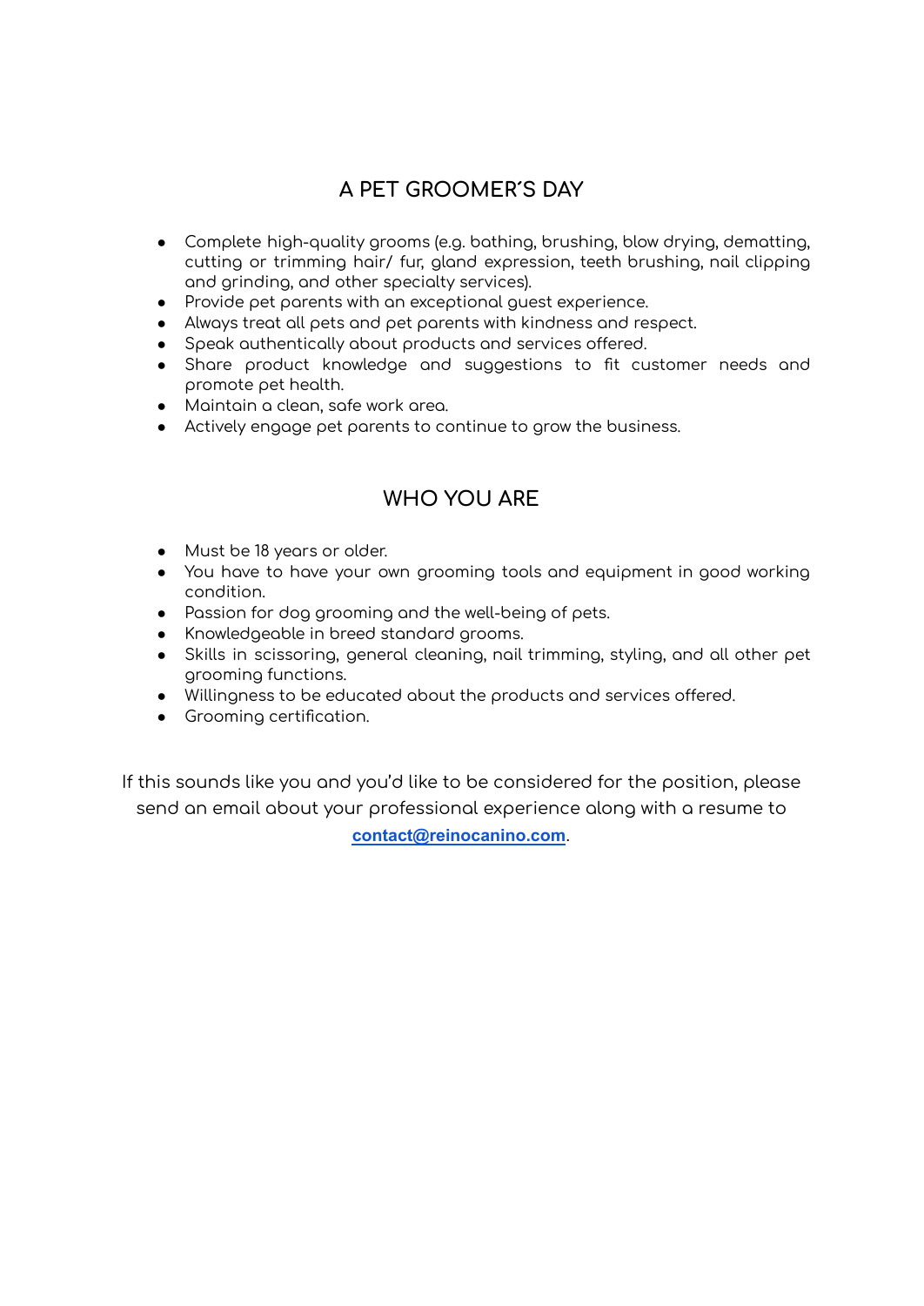## A PET GROOMER´S DAY

- Complete high-quality grooms (e.g. bathing, brushing, blow drying, dematting, cutting or trimming hair/ fur, gland expression, teeth brushing, nail clipping and grinding, and other specialty services).
- Provide pet parents with an exceptional guest experience.
- Always treat all pets and pet parents with kindness and respect.
- Speak authentically about products and services offered.
- Share product knowledge and suggestions to fit customer needs and promote pet health.
- Maintain a clean, safe work area.
- Actively engage pet parents to continue to grow the business.

## WHO YOU ARE

- Must be 18 years or older.
- You have to have your own grooming tools and equipment in good working condition.
- Passion for dog grooming and the well-being of pets.
- Knowledgeable in breed standard grooms.
- Skills in scissoring, general cleaning, nail trimming, styling, and all other pet grooming functions.
- Willingness to be educated about the products and services offered.
- Grooming certification.

If this sounds like you and you'd like to be considered for the position, please send an email about your professional experience along with a resume to **contact@reinocanino.com**.